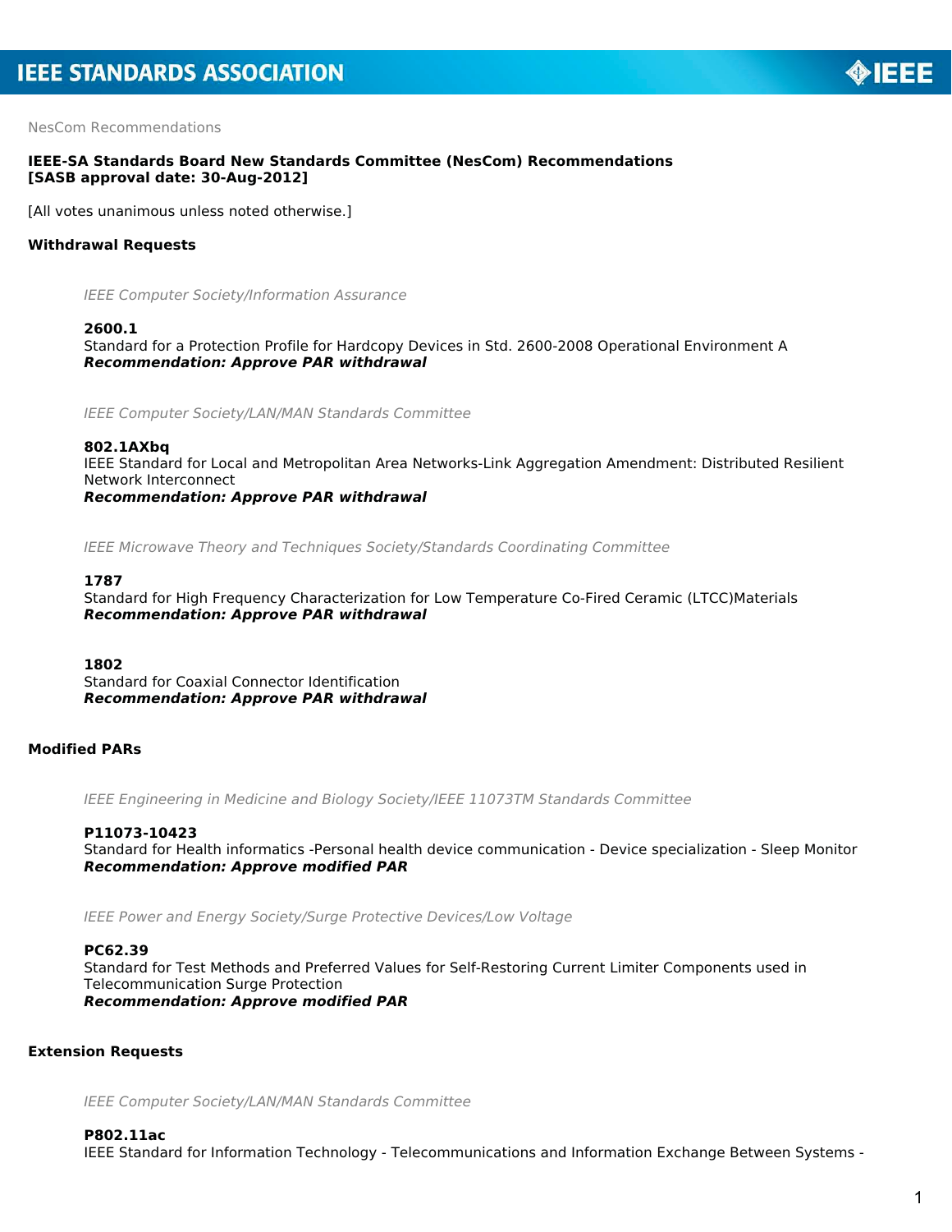NesCom Recommendations

**IEEE-SA Standards Board New Standards Committee (NesCom) Recommendations**
**[SASB approval date: 30-Aug-2012]**

[All votes unanimous unless noted otherwise.]

## Withdrawal Requests

*IEEE Computer Society/Information Assurance*

**2600.1**
Standard for a Protection Profile for Hardcopy Devices in Std. 2600-2008 Operational Environment A
***Recommendation: Approve PAR withdrawal***

*IEEE Computer Society/LAN/MAN Standards Committee*

**802.1AXbq**
IEEE Standard for Local and Metropolitan Area Networks-Link Aggregation Amendment: Distributed Resilient Network Interconnect
***Recommendation: Approve PAR withdrawal***

*IEEE Microwave Theory and Techniques Society/Standards Coordinating Committee*

**1787**
Standard for High Frequency Characterization for Low Temperature Co-Fired Ceramic (LTCC)Materials
***Recommendation: Approve PAR withdrawal***

**1802**
Standard for Coaxial Connector Identification
***Recommendation: Approve PAR withdrawal***

## Modified PARs

*IEEE Engineering in Medicine and Biology Society/IEEE 11073TM Standards Committee*

**P11073-10423**
Standard for Health informatics -Personal health device communication - Device specialization - Sleep Monitor
***Recommendation: Approve modified PAR***

*IEEE Power and Energy Society/Surge Protective Devices/Low Voltage*

**PC62.39**
Standard for Test Methods and Preferred Values for Self-Restoring Current Limiter Components used in Telecommunication Surge Protection
***Recommendation: Approve modified PAR***

## Extension Requests

*IEEE Computer Society/LAN/MAN Standards Committee*

**P802.11ac**
IEEE Standard for Information Technology - Telecommunications and Information Exchange Between Systems -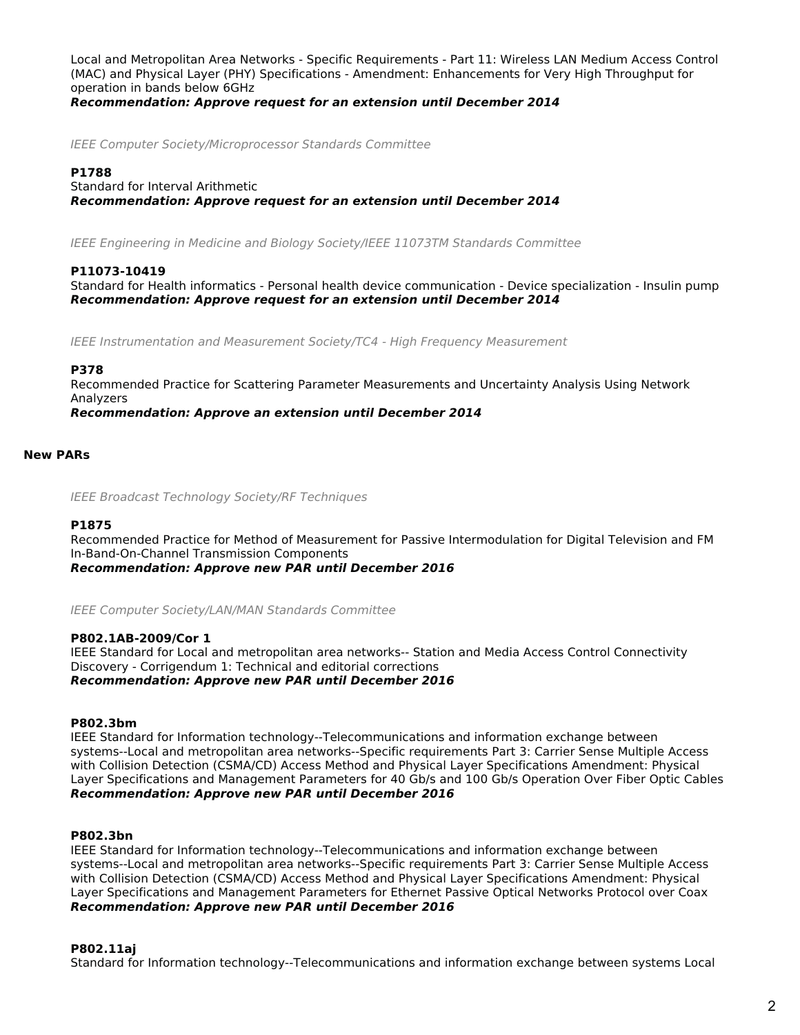Local and Metropolitan Area Networks - Specific Requirements - Part 11: Wireless LAN Medium Access Control (MAC) and Physical Layer (PHY) Specifications - Amendment: Enhancements for Very High Throughput for operation in bands below 6GHz
***Recommendation: Approve request for an extension until December 2014***

*IEEE Computer Society/Microprocessor Standards Committee*

**P1788**
Standard for Interval Arithmetic
***Recommendation: Approve request for an extension until December 2014***

*IEEE Engineering in Medicine and Biology Society/IEEE 11073TM Standards Committee*

**P11073-10419**
Standard for Health informatics - Personal health device communication - Device specialization - Insulin pump
***Recommendation: Approve request for an extension until December 2014***

*IEEE Instrumentation and Measurement Society/TC4 - High Frequency Measurement*

**P378**
Recommended Practice for Scattering Parameter Measurements and Uncertainty Analysis Using Network Analyzers
***Recommendation: Approve an extension until December 2014***

## New PARs

*IEEE Broadcast Technology Society/RF Techniques*

**P1875**
Recommended Practice for Method of Measurement for Passive Intermodulation for Digital Television and FM In-Band-On-Channel Transmission Components
***Recommendation: Approve new PAR until December 2016***

*IEEE Computer Society/LAN/MAN Standards Committee*

**P802.1AB-2009/Cor 1**
IEEE Standard for Local and metropolitan area networks-- Station and Media Access Control Connectivity Discovery - Corrigendum 1: Technical and editorial corrections
***Recommendation: Approve new PAR until December 2016***

**P802.3bm**
IEEE Standard for Information technology--Telecommunications and information exchange between systems--Local and metropolitan area networks--Specific requirements Part 3: Carrier Sense Multiple Access with Collision Detection (CSMA/CD) Access Method and Physical Layer Specifications Amendment: Physical Layer Specifications and Management Parameters for 40 Gb/s and 100 Gb/s Operation Over Fiber Optic Cables
***Recommendation: Approve new PAR until December 2016***

**P802.3bn**
IEEE Standard for Information technology--Telecommunications and information exchange between systems--Local and metropolitan area networks--Specific requirements Part 3: Carrier Sense Multiple Access with Collision Detection (CSMA/CD) Access Method and Physical Layer Specifications Amendment: Physical Layer Specifications and Management Parameters for Ethernet Passive Optical Networks Protocol over Coax
***Recommendation: Approve new PAR until December 2016***

**P802.11aj**
Standard for Information technology--Telecommunications and information exchange between systems Local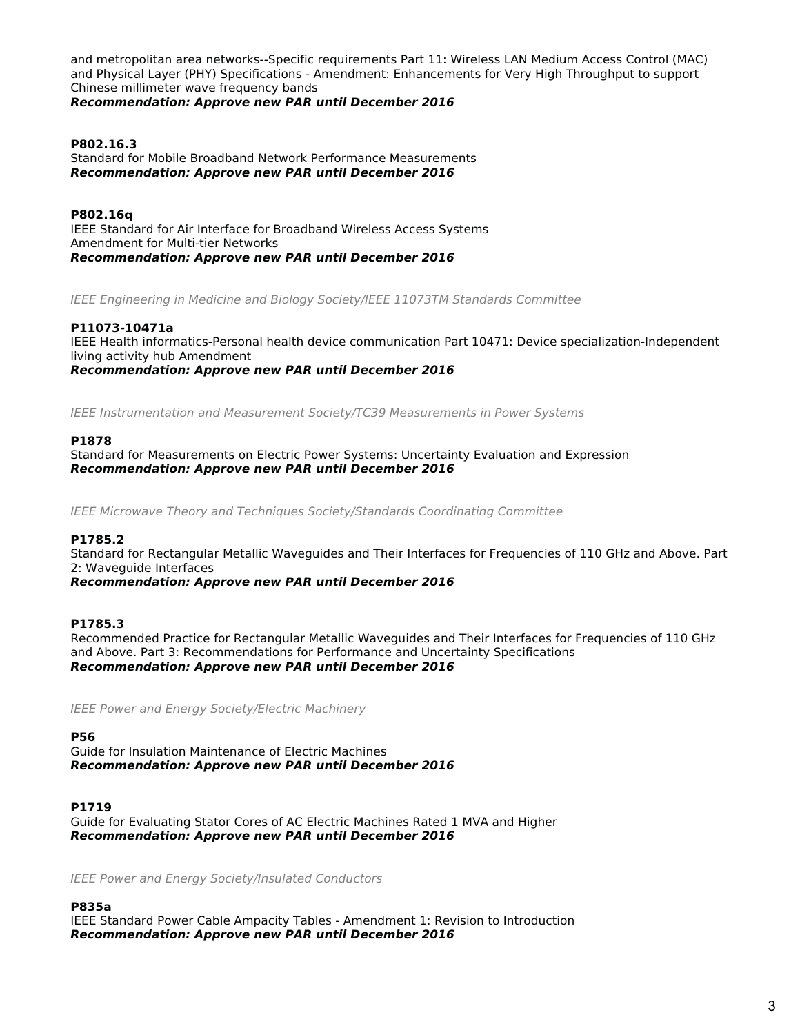and metropolitan area networks--Specific requirements Part 11: Wireless LAN Medium Access Control (MAC) and Physical Layer (PHY) Specifications - Amendment: Enhancements for Very High Throughput to support Chinese millimeter wave frequency bands
***Recommendation: Approve new PAR until December 2016***

**P802.16.3**
Standard for Mobile Broadband Network Performance Measurements
***Recommendation: Approve new PAR until December 2016***

**P802.16q**
IEEE Standard for Air Interface for Broadband Wireless Access Systems
Amendment for Multi-tier Networks
***Recommendation: Approve new PAR until December 2016***

*IEEE Engineering in Medicine and Biology Society/IEEE 11073TM Standards Committee*

**P11073-10471a**
IEEE Health informatics-Personal health device communication Part 10471: Device specialization-Independent living activity hub Amendment
***Recommendation: Approve new PAR until December 2016***

*IEEE Instrumentation and Measurement Society/TC39 Measurements in Power Systems*

**P1878**
Standard for Measurements on Electric Power Systems: Uncertainty Evaluation and Expression
***Recommendation: Approve new PAR until December 2016***

*IEEE Microwave Theory and Techniques Society/Standards Coordinating Committee*

**P1785.2**
Standard for Rectangular Metallic Waveguides and Their Interfaces for Frequencies of 110 GHz and Above. Part 2: Waveguide Interfaces
***Recommendation: Approve new PAR until December 2016***

**P1785.3**
Recommended Practice for Rectangular Metallic Waveguides and Their Interfaces for Frequencies of 110 GHz and Above. Part 3: Recommendations for Performance and Uncertainty Specifications
***Recommendation: Approve new PAR until December 2016***

*IEEE Power and Energy Society/Electric Machinery*

**P56**
Guide for Insulation Maintenance of Electric Machines
***Recommendation: Approve new PAR until December 2016***

**P1719**
Guide for Evaluating Stator Cores of AC Electric Machines Rated 1 MVA and Higher
***Recommendation: Approve new PAR until December 2016***

*IEEE Power and Energy Society/Insulated Conductors*

**P835a**
IEEE Standard Power Cable Ampacity Tables - Amendment 1: Revision to Introduction
***Recommendation: Approve new PAR until December 2016***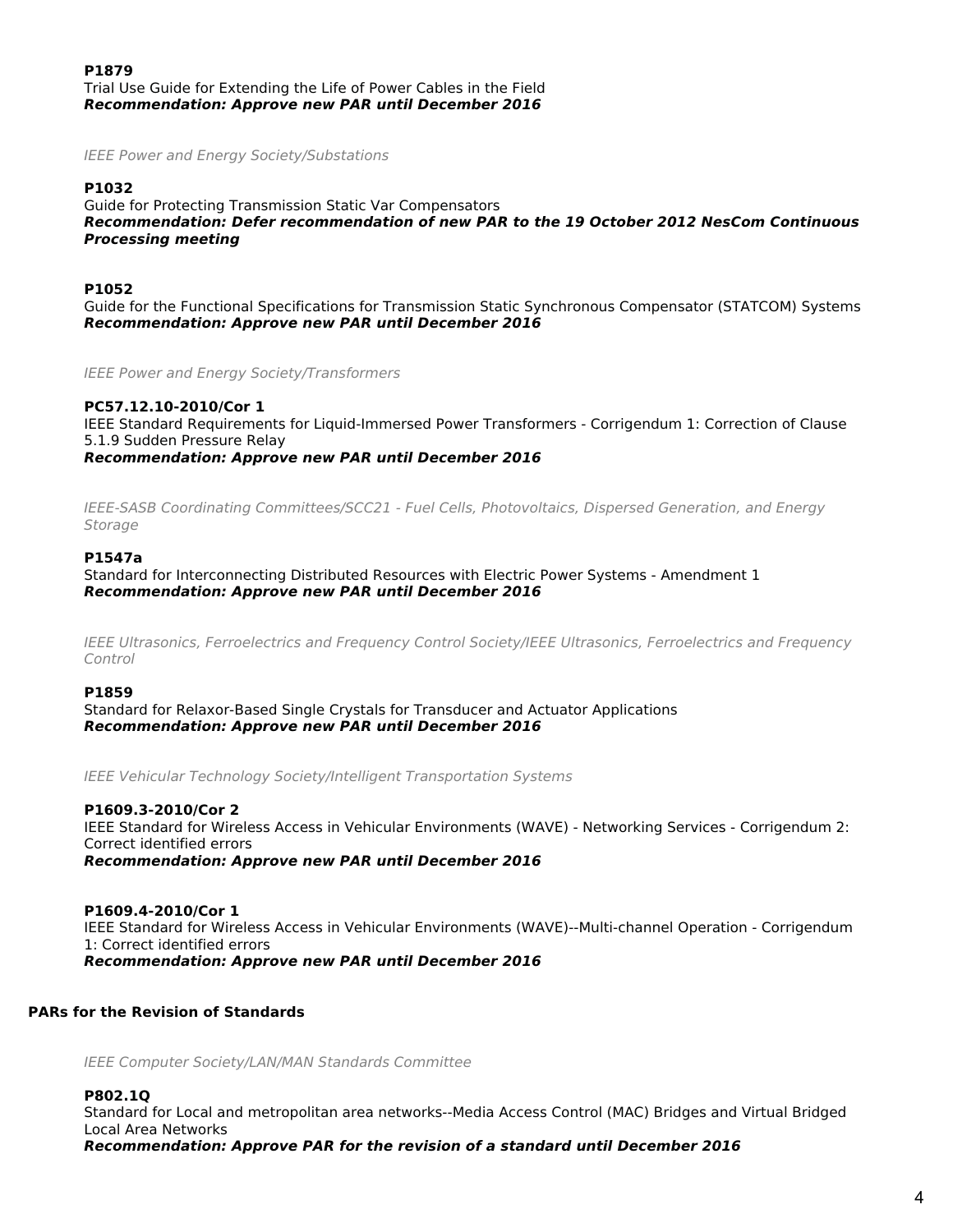**P1879**
Trial Use Guide for Extending the Life of Power Cables in the Field
***Recommendation: Approve new PAR until December 2016***

*IEEE Power and Energy Society/Substations*

**P1032**
Guide for Protecting Transmission Static Var Compensators
***Recommendation: Defer recommendation of new PAR to the 19 October 2012 NesCom Continuous Processing meeting***

**P1052**
Guide for the Functional Specifications for Transmission Static Synchronous Compensator (STATCOM) Systems
***Recommendation: Approve new PAR until December 2016***

*IEEE Power and Energy Society/Transformers*

**PC57.12.10-2010/Cor 1**
IEEE Standard Requirements for Liquid-Immersed Power Transformers - Corrigendum 1: Correction of Clause 5.1.9 Sudden Pressure Relay
***Recommendation: Approve new PAR until December 2016***

*IEEE-SASB Coordinating Committees/SCC21 - Fuel Cells, Photovoltaics, Dispersed Generation, and Energy Storage*

**P1547a**
Standard for Interconnecting Distributed Resources with Electric Power Systems - Amendment 1
***Recommendation: Approve new PAR until December 2016***

*IEEE Ultrasonics, Ferroelectrics and Frequency Control Society/IEEE Ultrasonics, Ferroelectrics and Frequency Control*

**P1859**
Standard for Relaxor-Based Single Crystals for Transducer and Actuator Applications
***Recommendation: Approve new PAR until December 2016***

*IEEE Vehicular Technology Society/Intelligent Transportation Systems*

**P1609.3-2010/Cor 2**
IEEE Standard for Wireless Access in Vehicular Environments (WAVE) - Networking Services - Corrigendum 2: Correct identified errors
***Recommendation: Approve new PAR until December 2016***

**P1609.4-2010/Cor 1**
IEEE Standard for Wireless Access in Vehicular Environments (WAVE)--Multi-channel Operation - Corrigendum 1: Correct identified errors
***Recommendation: Approve new PAR until December 2016***

**PARs for the Revision of Standards**

*IEEE Computer Society/LAN/MAN Standards Committee*

**P802.1Q**
Standard for Local and metropolitan area networks--Media Access Control (MAC) Bridges and Virtual Bridged Local Area Networks
***Recommendation: Approve PAR for the revision of a standard until December 2016***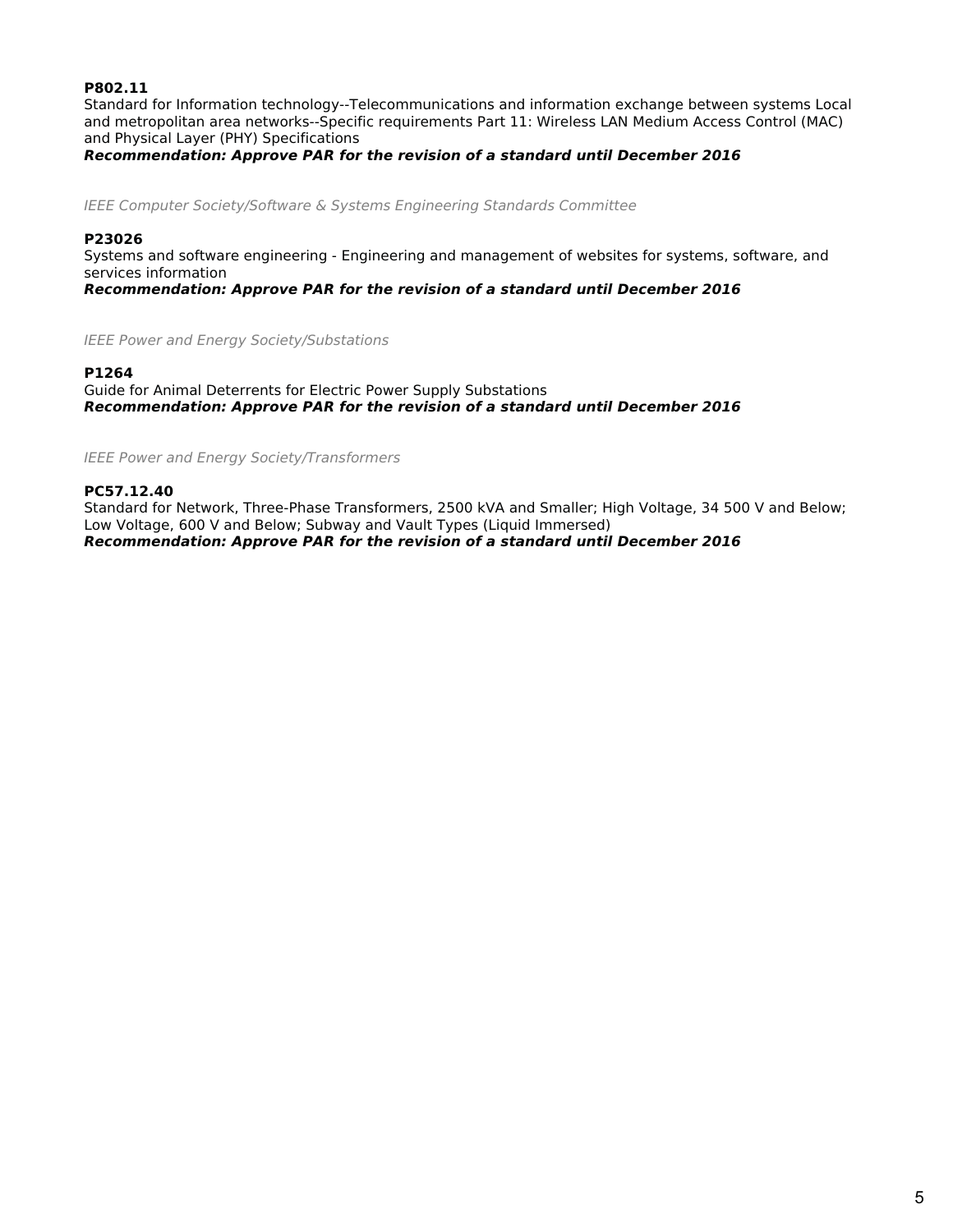**P802.11**
Standard for Information technology--Telecommunications and information exchange between systems Local and metropolitan area networks--Specific requirements Part 11: Wireless LAN Medium Access Control (MAC) and Physical Layer (PHY) Specifications
***Recommendation: Approve PAR for the revision of a standard until December 2016***

*IEEE Computer Society/Software & Systems Engineering Standards Committee*

**P23026**
Systems and software engineering - Engineering and management of websites for systems, software, and services information
***Recommendation: Approve PAR for the revision of a standard until December 2016***

*IEEE Power and Energy Society/Substations*

**P1264**
Guide for Animal Deterrents for Electric Power Supply Substations
***Recommendation: Approve PAR for the revision of a standard until December 2016***

*IEEE Power and Energy Society/Transformers*

**PC57.12.40**
Standard for Network, Three-Phase Transformers, 2500 kVA and Smaller; High Voltage, 34 500 V and Below; Low Voltage, 600 V and Below; Subway and Vault Types (Liquid Immersed)
***Recommendation: Approve PAR for the revision of a standard until December 2016***